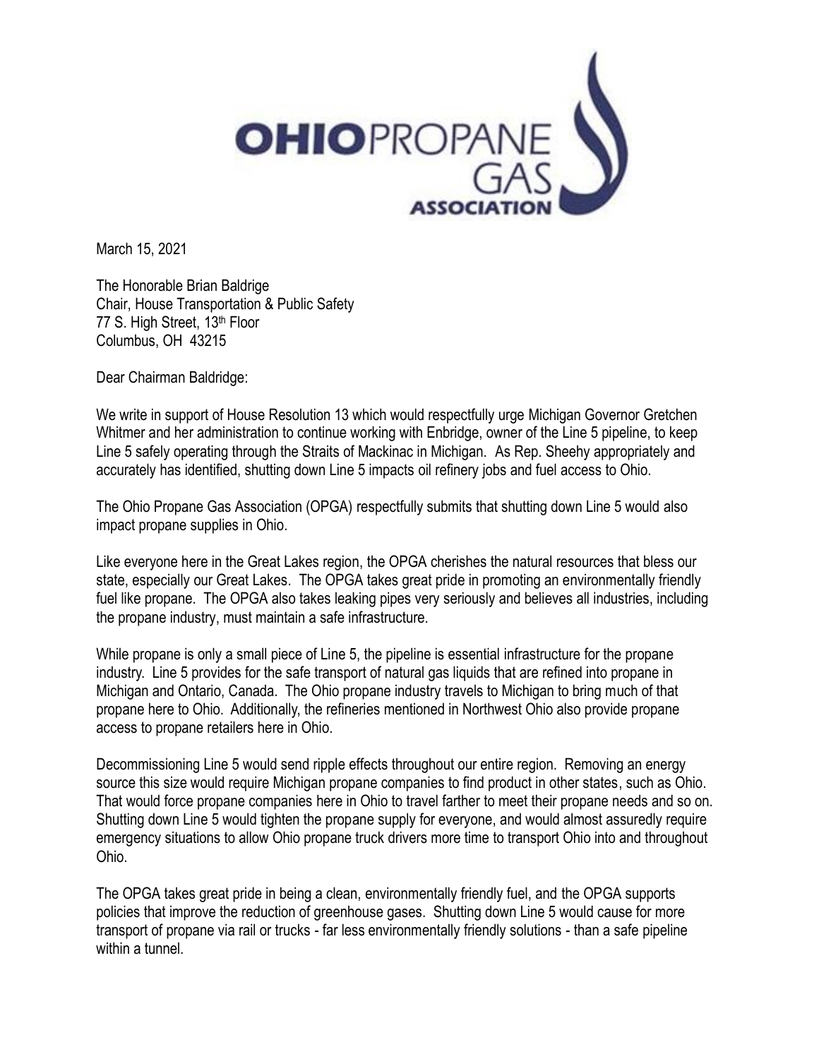OHIO PROPANE GAS ASSOCIATION

March 15, 2021

The Honorable Brian Baldrige
Chair, House Transportation & Public Safety
77 S. High Street, 13th Floor
Columbus, OH 43215

Dear Chairman Baldridge:

We write in support of House Resolution 13 which would respectfully urge Michigan Governor Gretchen Whitmer and her administration to continue working with Enbridge, owner of the Line 5 pipeline, to keep Line 5 safely operating through the Straits of Mackinac in Michigan. As Rep. Sheehy appropriately and accurately has identified, shutting down Line 5 impacts oil refinery jobs and fuel access to Ohio.

The Ohio Propane Gas Association (OPGA) respectfully submits that shutting down Line 5 would also impact propane supplies in Ohio.

Like everyone here in the Great Lakes region, the OPGA cherishes the natural resources that bless our state, especially our Great Lakes. The OPGA takes great pride in promoting an environmentally friendly fuel like propane. The OPGA also takes leaking pipes very seriously and believes all industries, including the propane industry, must maintain a safe infrastructure.

While propane is only a small piece of Line 5, the pipeline is essential infrastructure for the propane industry. Line 5 provides for the safe transport of natural gas liquids that are refined into propane in Michigan and Ontario, Canada. The Ohio propane industry travels to Michigan to bring much of that propane here to Ohio. Additionally, the refineries mentioned in Northwest Ohio also provide propane access to propane retailers here in Ohio.

Decommissioning Line 5 would send ripple effects throughout our entire region. Removing an energy source this size would require Michigan propane companies to find product in other states, such as Ohio. That would force propane companies here in Ohio to travel farther to meet their propane needs and so on. Shutting down Line 5 would tighten the propane supply for everyone, and would almost assuredly require emergency situations to allow Ohio propane truck drivers more time to transport Ohio into and throughout Ohio.

The OPGA takes great pride in being a clean, environmentally friendly fuel, and the OPGA supports policies that improve the reduction of greenhouse gases. Shutting down Line 5 would cause for more transport of propane via rail or trucks - far less environmentally friendly solutions - than a safe pipeline within a tunnel.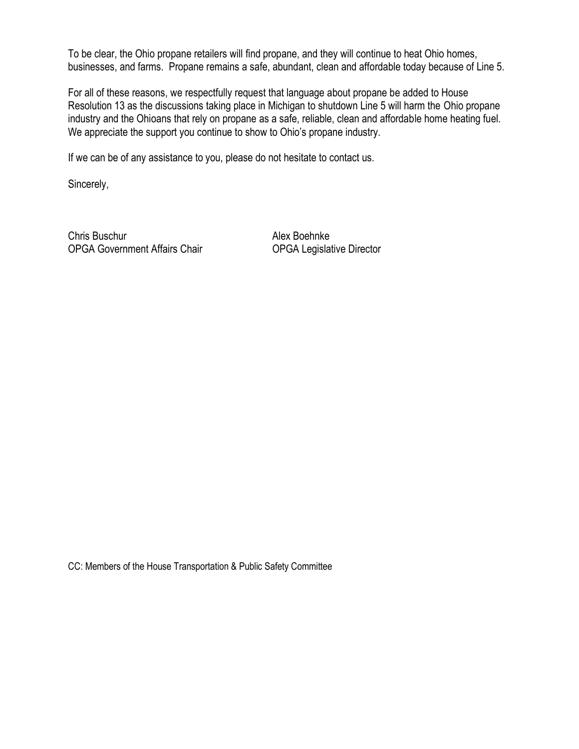To be clear, the Ohio propane retailers will find propane, and they will continue to heat Ohio homes, businesses, and farms. Propane remains a safe, abundant, clean and affordable today because of Line 5.

For all of these reasons, we respectfully request that language about propane be added to House Resolution 13 as the discussions taking place in Michigan to shutdown Line 5 will harm the Ohio propane industry and the Ohioans that rely on propane as a safe, reliable, clean and affordable home heating fuel. We appreciate the support you continue to show to Ohio's propane industry.

If we can be of any assistance to you, please do not hesitate to contact us.

Sincerely,

Chris Buschur
OPGA Government Affairs Chair

Alex Boehnke
OPGA Legislative Director

CC: Members of the House Transportation & Public Safety Committee